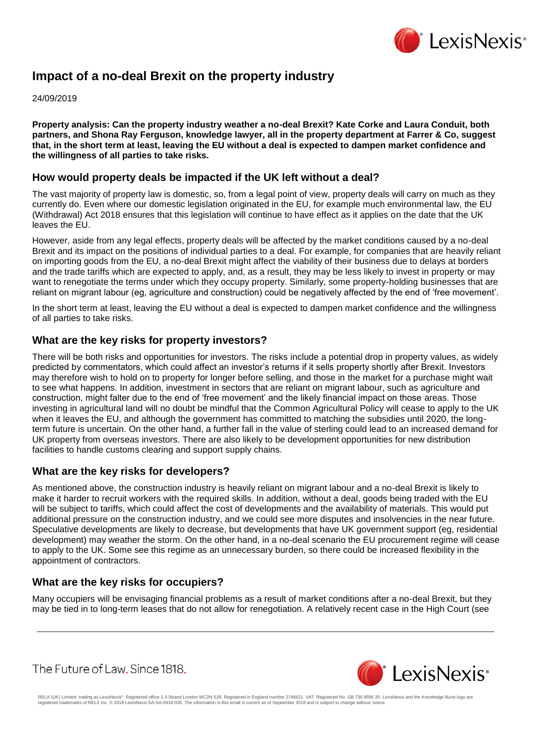# Impact of a no-deal Brexit on the property industry

24/09/2019

**Property analysis: Can the property industry weather a no-deal Brexit? Kate Corke and Laura Conduit, both partners, and Shona Ray Ferguson, knowledge lawyer, all in the property department at Farrer & Co, suggest that, in the short term at least, leaving the EU without a deal is expected to dampen market confidence and the willingness of all parties to take risks.**

## How would property deals be impacted if the UK left without a deal?

The vast majority of property law is domestic, so, from a legal point of view, property deals will carry on much as they currently do. Even where our domestic legislation originated in the EU, for example much environmental law, the EU (Withdrawal) Act 2018 ensures that this legislation will continue to have effect as it applies on the date that the UK leaves the EU.

However, aside from any legal effects, property deals will be affected by the market conditions caused by a no-deal Brexit and its impact on the positions of individual parties to a deal. For example, for companies that are heavily reliant on importing goods from the EU, a no-deal Brexit might affect the viability of their business due to delays at borders and the trade tariffs which are expected to apply, and, as a result, they may be less likely to invest in property or may want to renegotiate the terms under which they occupy property. Similarly, some property-holding businesses that are reliant on migrant labour (eg, agriculture and construction) could be negatively affected by the end of 'free movement'.

In the short term at least, leaving the EU without a deal is expected to dampen market confidence and the willingness of all parties to take risks.

## What are the key risks for property investors?

There will be both risks and opportunities for investors. The risks include a potential drop in property values, as widely predicted by commentators, which could affect an investor's returns if it sells property shortly after Brexit. Investors may therefore wish to hold on to property for longer before selling, and those in the market for a purchase might wait to see what happens. In addition, investment in sectors that are reliant on migrant labour, such as agriculture and construction, might falter due to the end of 'free movement' and the likely financial impact on those areas. Those investing in agricultural land will no doubt be mindful that the Common Agricultural Policy will cease to apply to the UK when it leaves the EU, and although the government has committed to matching the subsidies until 2020, the long-term future is uncertain. On the other hand, a further fall in the value of sterling could lead to an increased demand for UK property from overseas investors. There are also likely to be development opportunities for new distribution facilities to handle customs clearing and support supply chains.

## What are the key risks for developers?

As mentioned above, the construction industry is heavily reliant on migrant labour and a no-deal Brexit is likely to make it harder to recruit workers with the required skills. In addition, without a deal, goods being traded with the EU will be subject to tariffs, which could affect the cost of developments and the availability of materials. This would put additional pressure on the construction industry, and we could see more disputes and insolvencies in the near future. Speculative developments are likely to decrease, but developments that have UK government support (eg, residential development) may weather the storm. On the other hand, in a no-deal scenario the EU procurement regime will cease to apply to the UK. Some see this regime as an unnecessary burden, so there could be increased flexibility in the appointment of contractors.

## What are the key risks for occupiers?

Many occupiers will be envisaging financial problems as a result of market conditions after a no-deal Brexit, but they may be tied in to long-term leases that do not allow for renegotiation. A relatively recent case in the High Court (see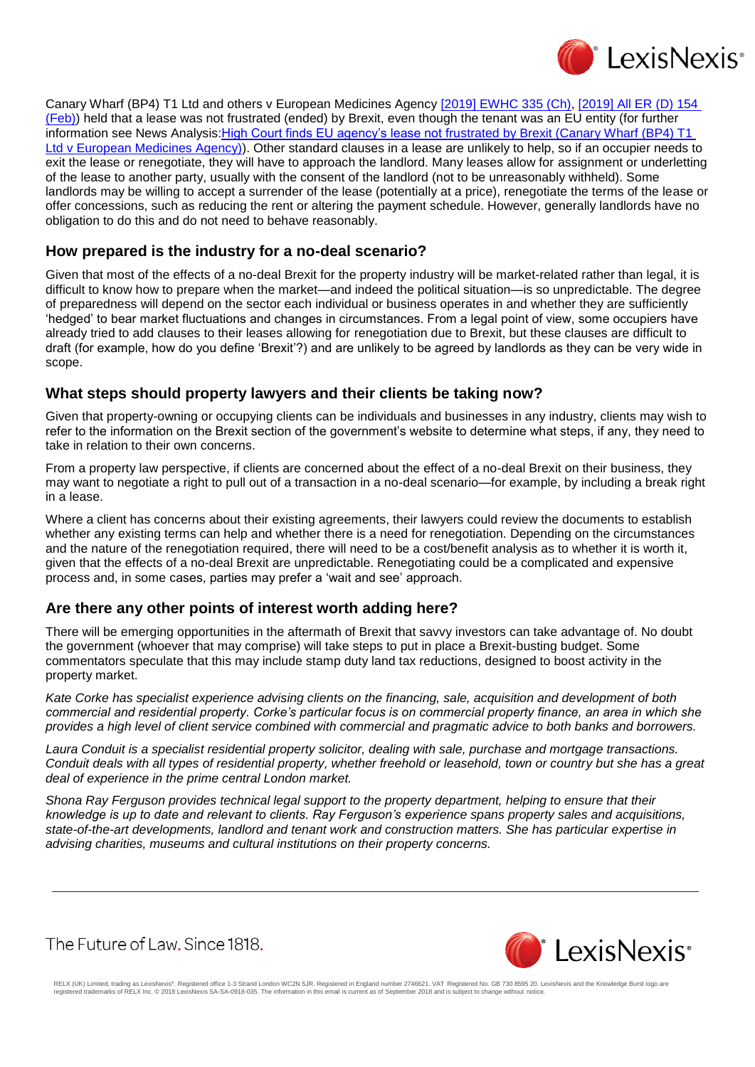Canary Wharf (BP4) T1 Ltd and others v European Medicines Agency [2019] EWHC 335 (Ch), [2019] All ER (D) 154 (Feb)) held that a lease was not frustrated (ended) by Brexit, even though the tenant was an EU entity (for further information see News Analysis:High Court finds EU agency's lease not frustrated by Brexit (Canary Wharf (BP4) T1 Ltd v European Medicines Agency)). Other standard clauses in a lease are unlikely to help, so if an occupier needs to exit the lease or renegotiate, they will have to approach the landlord. Many leases allow for assignment or underletting of the lease to another party, usually with the consent of the landlord (not to be unreasonably withheld). Some landlords may be willing to accept a surrender of the lease (potentially at a price), renegotiate the terms of the lease or offer concessions, such as reducing the rent or altering the payment schedule. However, generally landlords have no obligation to do this and do not need to behave reasonably.

## How prepared is the industry for a no-deal scenario?

Given that most of the effects of a no-deal Brexit for the property industry will be market-related rather than legal, it is difficult to know how to prepare when the market—and indeed the political situation—is so unpredictable. The degree of preparedness will depend on the sector each individual or business operates in and whether they are sufficiently 'hedged' to bear market fluctuations and changes in circumstances. From a legal point of view, some occupiers have already tried to add clauses to their leases allowing for renegotiation due to Brexit, but these clauses are difficult to draft (for example, how do you define 'Brexit'?) and are unlikely to be agreed by landlords as they can be very wide in scope.

## What steps should property lawyers and their clients be taking now?

Given that property-owning or occupying clients can be individuals and businesses in any industry, clients may wish to refer to the information on the Brexit section of the government's website to determine what steps, if any, they need to take in relation to their own concerns.

From a property law perspective, if clients are concerned about the effect of a no-deal Brexit on their business, they may want to negotiate a right to pull out of a transaction in a no-deal scenario—for example, by including a break right in a lease.

Where a client has concerns about their existing agreements, their lawyers could review the documents to establish whether any existing terms can help and whether there is a need for renegotiation. Depending on the circumstances and the nature of the renegotiation required, there will need to be a cost/benefit analysis as to whether it is worth it, given that the effects of a no-deal Brexit are unpredictable. Renegotiating could be a complicated and expensive process and, in some cases, parties may prefer a 'wait and see' approach.

## Are there any other points of interest worth adding here?

There will be emerging opportunities in the aftermath of Brexit that savvy investors can take advantage of. No doubt the government (whoever that may comprise) will take steps to put in place a Brexit-busting budget. Some commentators speculate that this may include stamp duty land tax reductions, designed to boost activity in the property market.

*Kate Corke has specialist experience advising clients on the financing, sale, acquisition and development of both commercial and residential property. Corke's particular focus is on commercial property finance, an area in which she provides a high level of client service combined with commercial and pragmatic advice to both banks and borrowers.*

*Laura Conduit is a specialist residential property solicitor, dealing with sale, purchase and mortgage transactions. Conduit deals with all types of residential property, whether freehold or leasehold, town or country but she has a great deal of experience in the prime central London market.*

*Shona Ray Ferguson provides technical legal support to the property department, helping to ensure that their knowledge is up to date and relevant to clients. Ray Ferguson's experience spans property sales and acquisitions, state-of-the-art developments, landlord and tenant work and construction matters. She has particular expertise in advising charities, museums and cultural institutions on their property concerns.*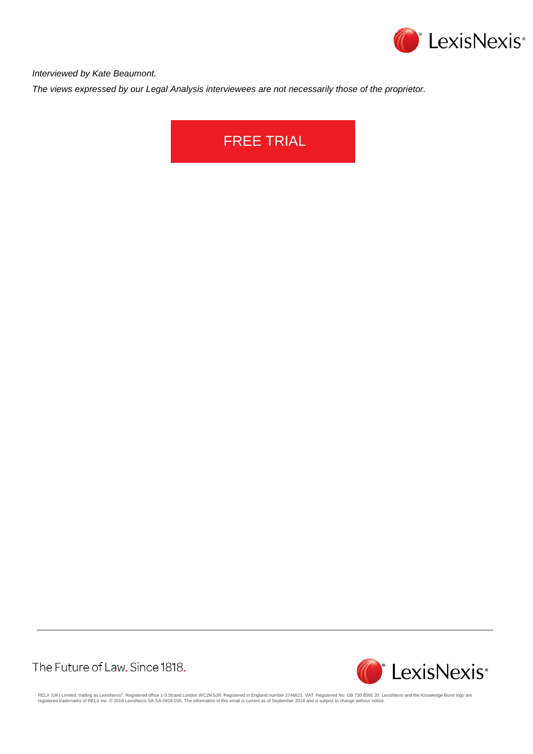*Interviewed by Kate Beaumont.*

*The views expressed by our Legal Analysis interviewees are not necessarily those of the proprietor.*

FREE TRIAL

The Future of Law. Since 1818.

RELX (UK) Limited, trading as LexisNexis®. Registered office 1-3 Strand London WC2N 5JR. Registered in England number 2746621. VAT Registered No. GB 730 8595 20. LexisNexis and the Knowledge Burst logo are registered trademarks of RELX Inc. © 2018 LexisNexis SA-SA-0918-035. The information in this email is current as of September 2018 and is subject to change without notice.